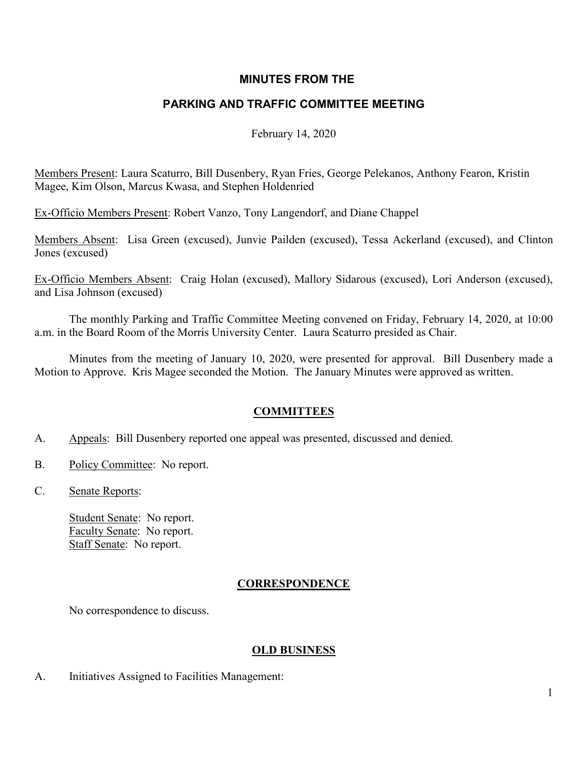## MINUTES FROM THE

## PARKING AND TRAFFIC COMMITTEE MEETING

February 14, 2020

Members Present: Laura Scaturro, Bill Dusenbery, Ryan Fries, George Pelekanos, Anthony Fearon, Kristin Magee, Kim Olson, Marcus Kwasa, and Stephen Holdenried

Ex-Officio Members Present: Robert Vanzo, Tony Langendorf, and Diane Chappel

Members Absent: Lisa Green (excused), Junvie Pailden (excused), Tessa Ackerland (excused), and Clinton Jones (excused)

Ex-Officio Members Absent: Craig Holan (excused), Mallory Sidarous (excused), Lori Anderson (excused), and Lisa Johnson (excused)

The monthly Parking and Traffic Committee Meeting convened on Friday, February 14, 2020, at 10:00 a.m. in the Board Room of the Morris University Center. Laura Scaturro presided as Chair.

Minutes from the meeting of January 10, 2020, were presented for approval. Bill Dusenbery made a Motion to Approve. Kris Magee seconded the Motion. The January Minutes were approved as written.

### COMMITTEES

A. Appeals: Bill Dusenbery reported one appeal was presented, discussed and denied.

B. Policy Committee: No report.

C. Senate Reports:

Student Senate: No report.
Faculty Senate: No report.
Staff Senate: No report.

### CORRESPONDENCE

No correspondence to discuss.

### OLD BUSINESS

A. Initiatives Assigned to Facilities Management: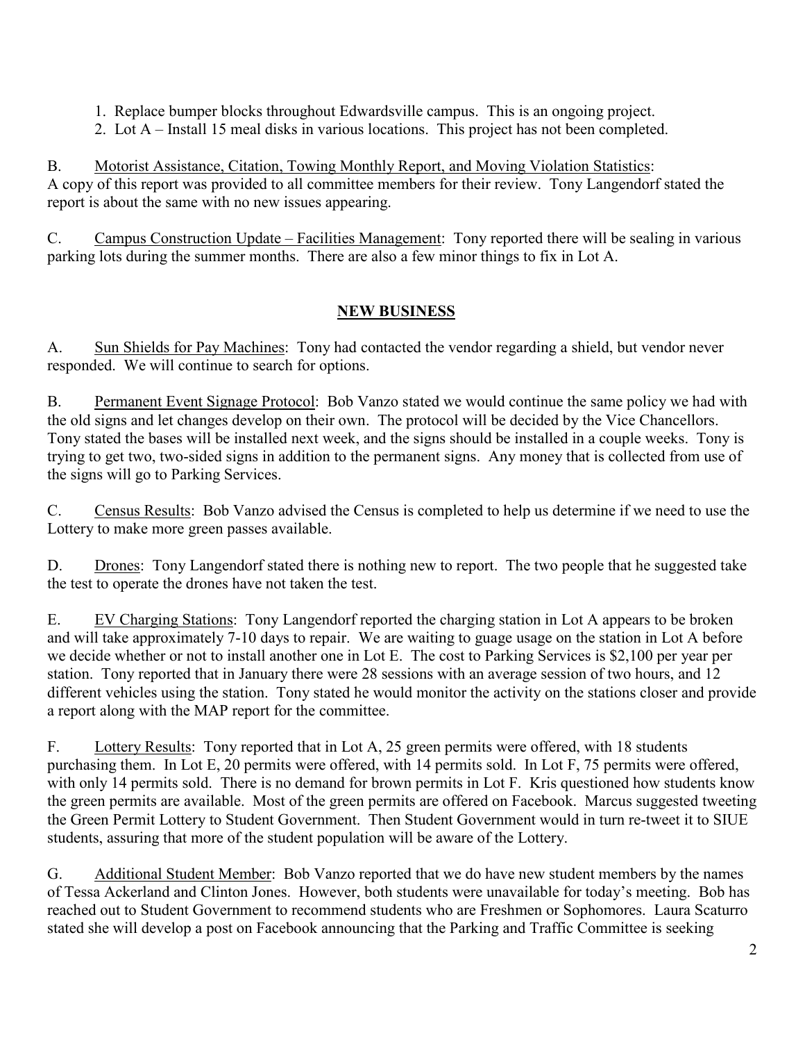1. Replace bumper blocks throughout Edwardsville campus. This is an ongoing project.
2. Lot A – Install 15 meal disks in various locations. This project has not been completed.

B. Motorist Assistance, Citation, Towing Monthly Report, and Moving Violation Statistics: A copy of this report was provided to all committee members for their review. Tony Langendorf stated the report is about the same with no new issues appearing.

C. Campus Construction Update – Facilities Management: Tony reported there will be sealing in various parking lots during the summer months. There are also a few minor things to fix in Lot A.

## NEW BUSINESS

A. Sun Shields for Pay Machines: Tony had contacted the vendor regarding a shield, but vendor never responded. We will continue to search for options.

B. Permanent Event Signage Protocol: Bob Vanzo stated we would continue the same policy we had with the old signs and let changes develop on their own. The protocol will be decided by the Vice Chancellors. Tony stated the bases will be installed next week, and the signs should be installed in a couple weeks. Tony is trying to get two, two-sided signs in addition to the permanent signs. Any money that is collected from use of the signs will go to Parking Services.

C. Census Results: Bob Vanzo advised the Census is completed to help us determine if we need to use the Lottery to make more green passes available.

D. Drones: Tony Langendorf stated there is nothing new to report. The two people that he suggested take the test to operate the drones have not taken the test.

E. EV Charging Stations: Tony Langendorf reported the charging station in Lot A appears to be broken and will take approximately 7-10 days to repair. We are waiting to guage usage on the station in Lot A before we decide whether or not to install another one in Lot E. The cost to Parking Services is $2,100 per year per station. Tony reported that in January there were 28 sessions with an average session of two hours, and 12 different vehicles using the station. Tony stated he would monitor the activity on the stations closer and provide a report along with the MAP report for the committee.

F. Lottery Results: Tony reported that in Lot A, 25 green permits were offered, with 18 students purchasing them. In Lot E, 20 permits were offered, with 14 permits sold. In Lot F, 75 permits were offered, with only 14 permits sold. There is no demand for brown permits in Lot F. Kris questioned how students know the green permits are available. Most of the green permits are offered on Facebook. Marcus suggested tweeting the Green Permit Lottery to Student Government. Then Student Government would in turn re-tweet it to SIUE students, assuring that more of the student population will be aware of the Lottery.

G. Additional Student Member: Bob Vanzo reported that we do have new student members by the names of Tessa Ackerland and Clinton Jones. However, both students were unavailable for today's meeting. Bob has reached out to Student Government to recommend students who are Freshmen or Sophomores. Laura Scaturro stated she will develop a post on Facebook announcing that the Parking and Traffic Committee is seeking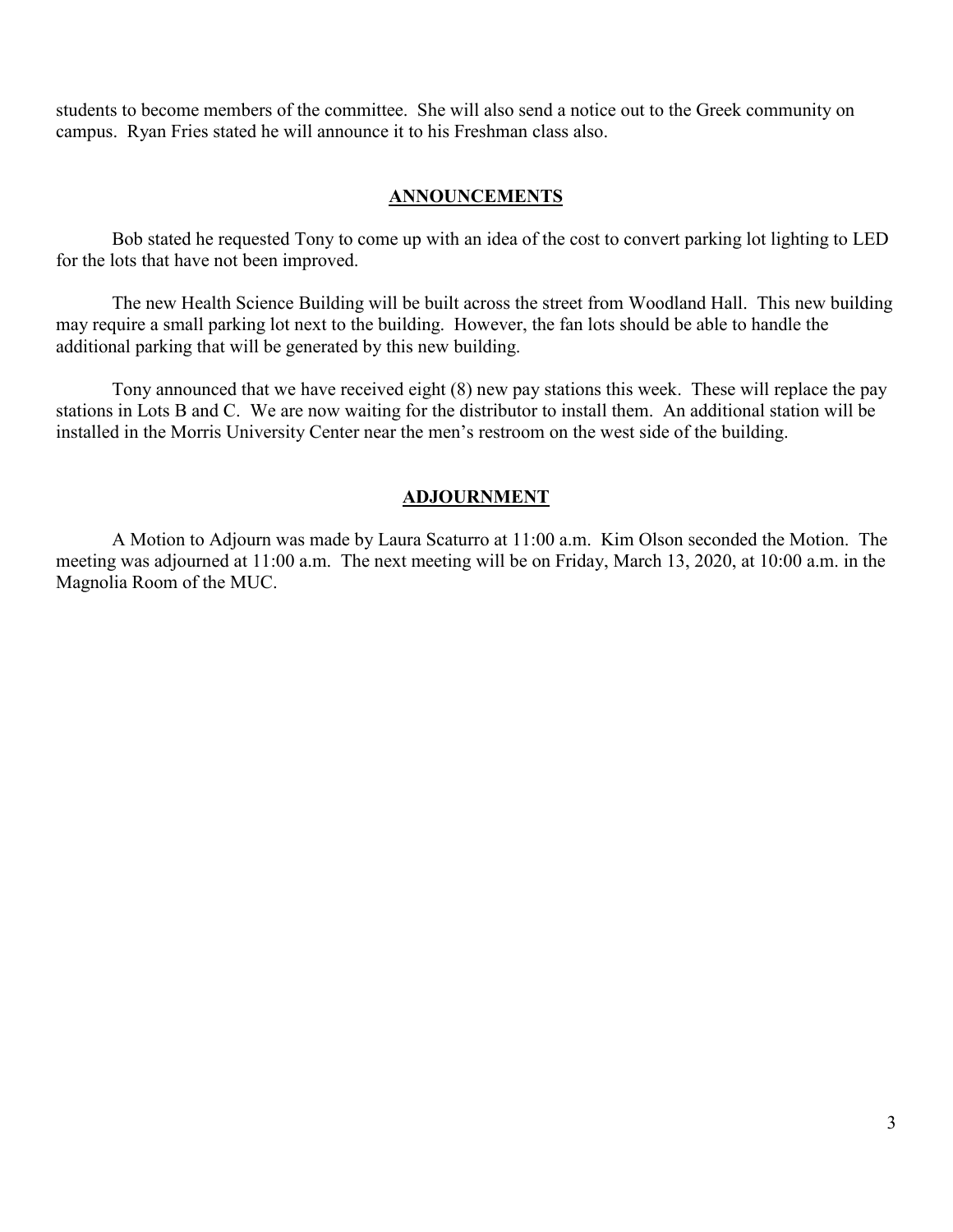students to become members of the committee. She will also send a notice out to the Greek community on campus. Ryan Fries stated he will announce it to his Freshman class also.

## ANNOUNCEMENTS

Bob stated he requested Tony to come up with an idea of the cost to convert parking lot lighting to LED for the lots that have not been improved.

The new Health Science Building will be built across the street from Woodland Hall. This new building may require a small parking lot next to the building. However, the fan lots should be able to handle the additional parking that will be generated by this new building.

Tony announced that we have received eight (8) new pay stations this week. These will replace the pay stations in Lots B and C. We are now waiting for the distributor to install them. An additional station will be installed in the Morris University Center near the men's restroom on the west side of the building.

## ADJOURNMENT

A Motion to Adjourn was made by Laura Scaturro at 11:00 a.m. Kim Olson seconded the Motion. The meeting was adjourned at 11:00 a.m. The next meeting will be on Friday, March 13, 2020, at 10:00 a.m. in the Magnolia Room of the MUC.